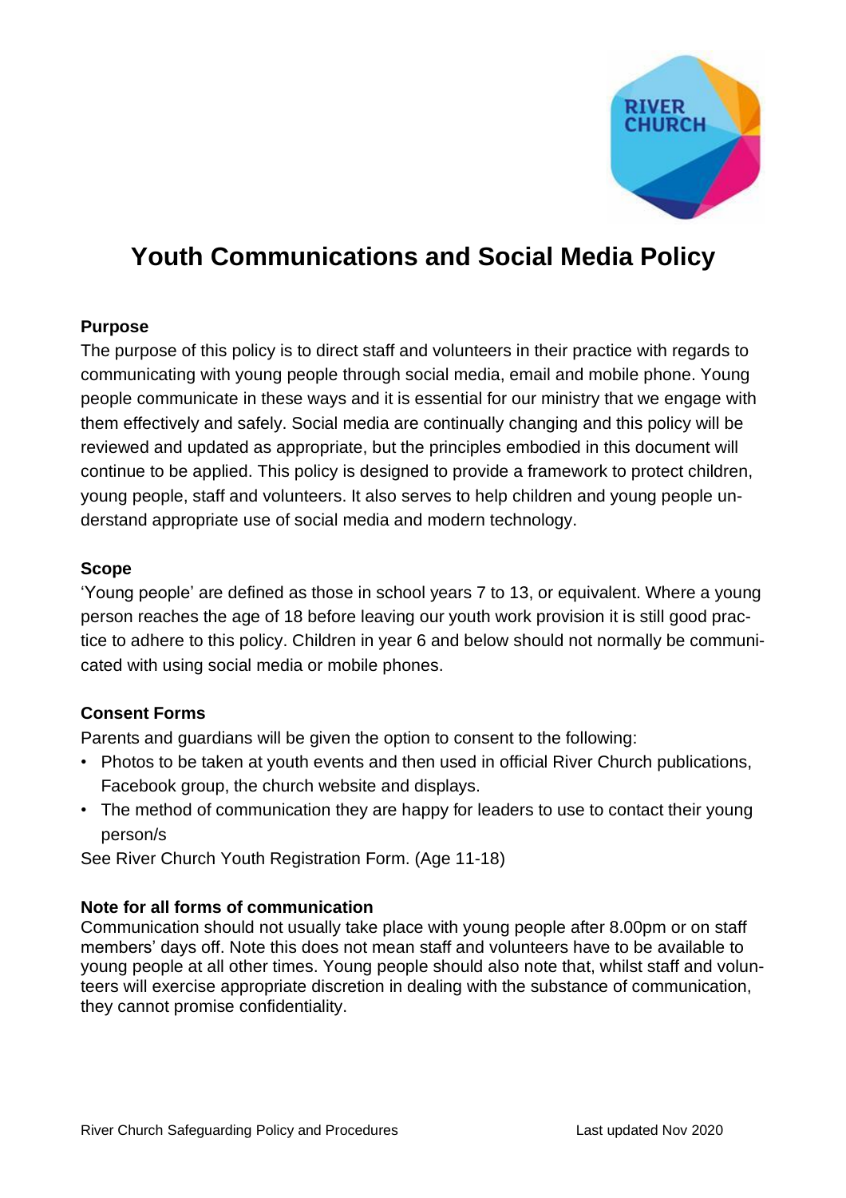# Youth Communications and Social Media Policy

**Purpose**

The purpose of this policy is to direct staff and volunteers in their practice with regards to communicating with young people through social media, email and mobile phone. Young people communicate in these ways and it is essential for our ministry that we engage with them effectively and safely. Social media are continually changing and this policy will be reviewed and updated as appropriate, but the principles embodied in this document will continue to be applied. This policy is designed to provide a framework to protect children, young people, staff and volunteers. It also serves to help children and young people understand appropriate use of social media and modern technology.

**Scope**

'Young people' are defined as those in school years 7 to 13, or equivalent. Where a young person reaches the age of 18 before leaving our youth work provision it is still good practice to adhere to this policy. Children in year 6 and below should not normally be communicated with using social media or mobile phones.

**Consent Forms**

Parents and guardians will be given the option to consent to the following:

- Photos to be taken at youth events and then used in official River Church publications, Facebook group, the church website and displays.
- The method of communication they are happy for leaders to use to contact their young person/s

See River Church Youth Registration Form. (Age 11-18)

**Note for all forms of communication**

Communication should not usually take place with young people after 8.00pm or on staff members' days off. Note this does not mean staff and volunteers have to be available to young people at all other times. Young people should also note that, whilst staff and volunteers will exercise appropriate discretion in dealing with the substance of communication, they cannot promise confidentiality.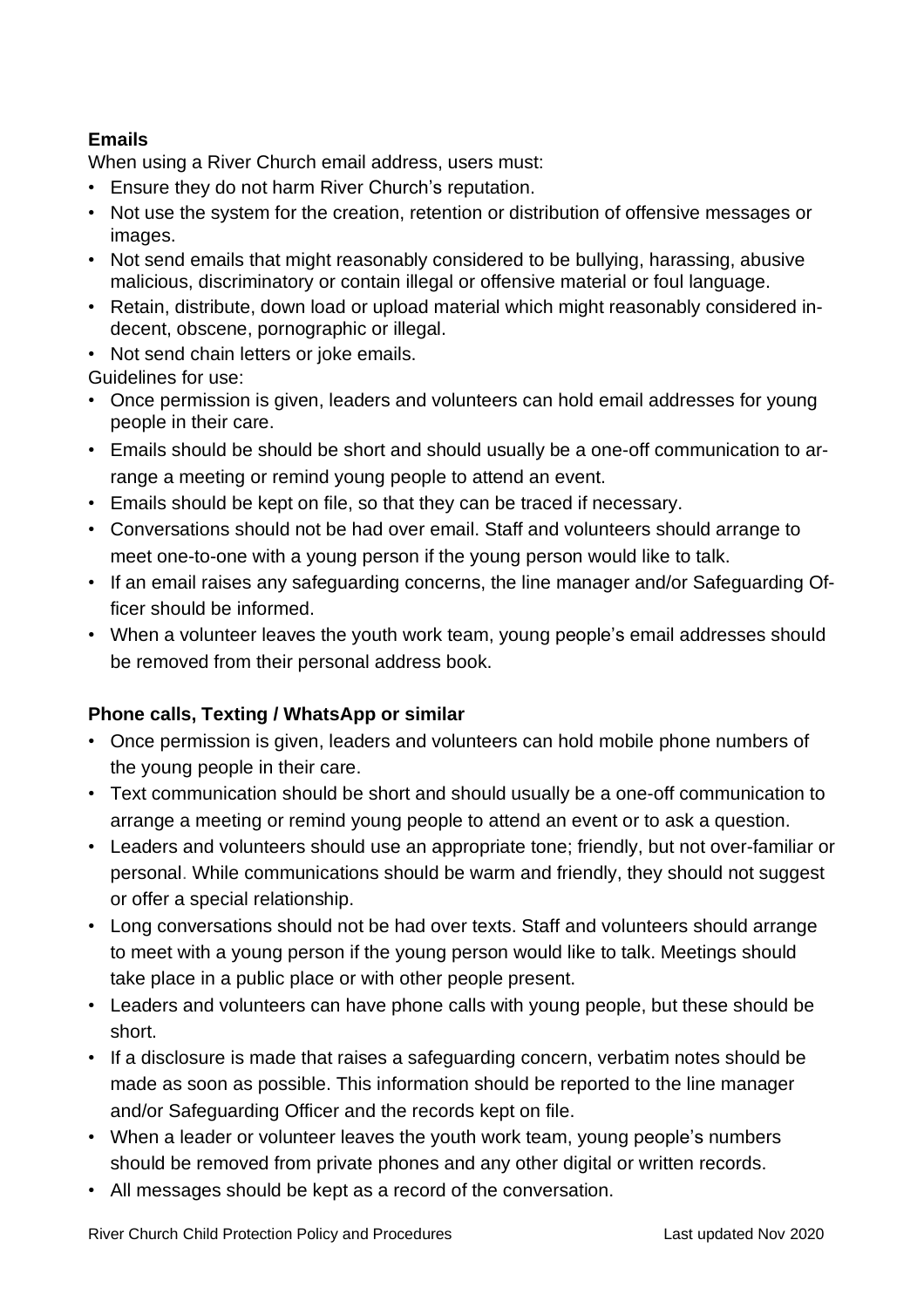**Emails**

When using a River Church email address, users must:

- Ensure they do not harm River Church's reputation.
- Not use the system for the creation, retention or distribution of offensive messages or images.
- Not send emails that might reasonably considered to be bullying, harassing, abusive malicious, discriminatory or contain illegal or offensive material or foul language.
- Retain, distribute, down load or upload material which might reasonably considered indecent, obscene, pornographic or illegal.
- Not send chain letters or joke emails.

Guidelines for use:

- Once permission is given, leaders and volunteers can hold email addresses for young people in their care.
- Emails should be should be short and should usually be a one-off communication to arrange a meeting or remind young people to attend an event.
- Emails should be kept on file, so that they can be traced if necessary.
- Conversations should not be had over email. Staff and volunteers should arrange to meet one-to-one with a young person if the young person would like to talk.
- If an email raises any safeguarding concerns, the line manager and/or Safeguarding Officer should be informed.
- When a volunteer leaves the youth work team, young people's email addresses should be removed from their personal address book.

**Phone calls, Texting / WhatsApp or similar**

- Once permission is given, leaders and volunteers can hold mobile phone numbers of the young people in their care.
- Text communication should be short and should usually be a one-off communication to arrange a meeting or remind young people to attend an event or to ask a question.
- Leaders and volunteers should use an appropriate tone; friendly, but not over-familiar or personal. While communications should be warm and friendly, they should not suggest or offer a special relationship.
- Long conversations should not be had over texts. Staff and volunteers should arrange to meet with a young person if the young person would like to talk. Meetings should take place in a public place or with other people present.
- Leaders and volunteers can have phone calls with young people, but these should be short.
- If a disclosure is made that raises a safeguarding concern, verbatim notes should be made as soon as possible. This information should be reported to the line manager and/or Safeguarding Officer and the records kept on file.
- When a leader or volunteer leaves the youth work team, young people's numbers should be removed from private phones and any other digital or written records.
- All messages should be kept as a record of the conversation.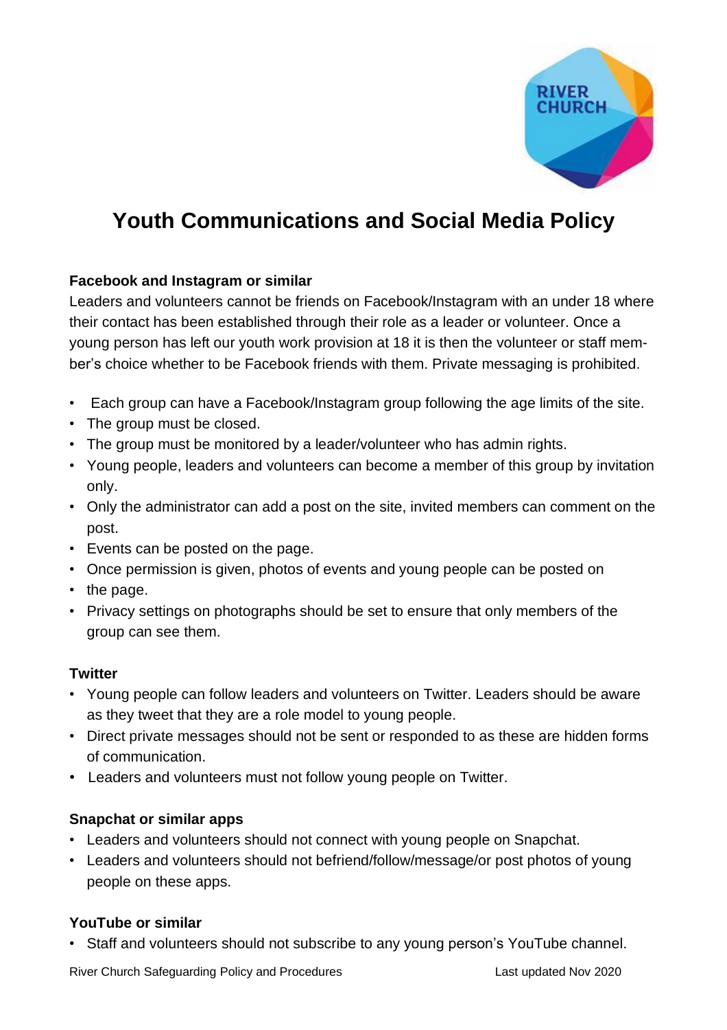# Youth Communications and Social Media Policy

### Facebook and Instagram or similar

Leaders and volunteers cannot be friends on Facebook/Instagram with an under 18 where their contact has been established through their role as a leader or volunteer. Once a young person has left our youth work provision at 18 it is then the volunteer or staff member's choice whether to be Facebook friends with them. Private messaging is prohibited.

- Each group can have a Facebook/Instagram group following the age limits of the site.
- The group must be closed.
- The group must be monitored by a leader/volunteer who has admin rights.
- Young people, leaders and volunteers can become a member of this group by invitation only.
- Only the administrator can add a post on the site, invited members can comment on the post.
- Events can be posted on the page.
- Once permission is given, photos of events and young people can be posted on
- the page.
- Privacy settings on photographs should be set to ensure that only members of the group can see them.

### Twitter

- Young people can follow leaders and volunteers on Twitter. Leaders should be aware as they tweet that they are a role model to young people.
- Direct private messages should not be sent or responded to as these are hidden forms of communication.
- Leaders and volunteers must not follow young people on Twitter.

### Snapchat or similar apps

- Leaders and volunteers should not connect with young people on Snapchat.
- Leaders and volunteers should not befriend/follow/message/or post photos of young people on these apps.

### YouTube or similar

- Staff and volunteers should not subscribe to any young person's YouTube channel.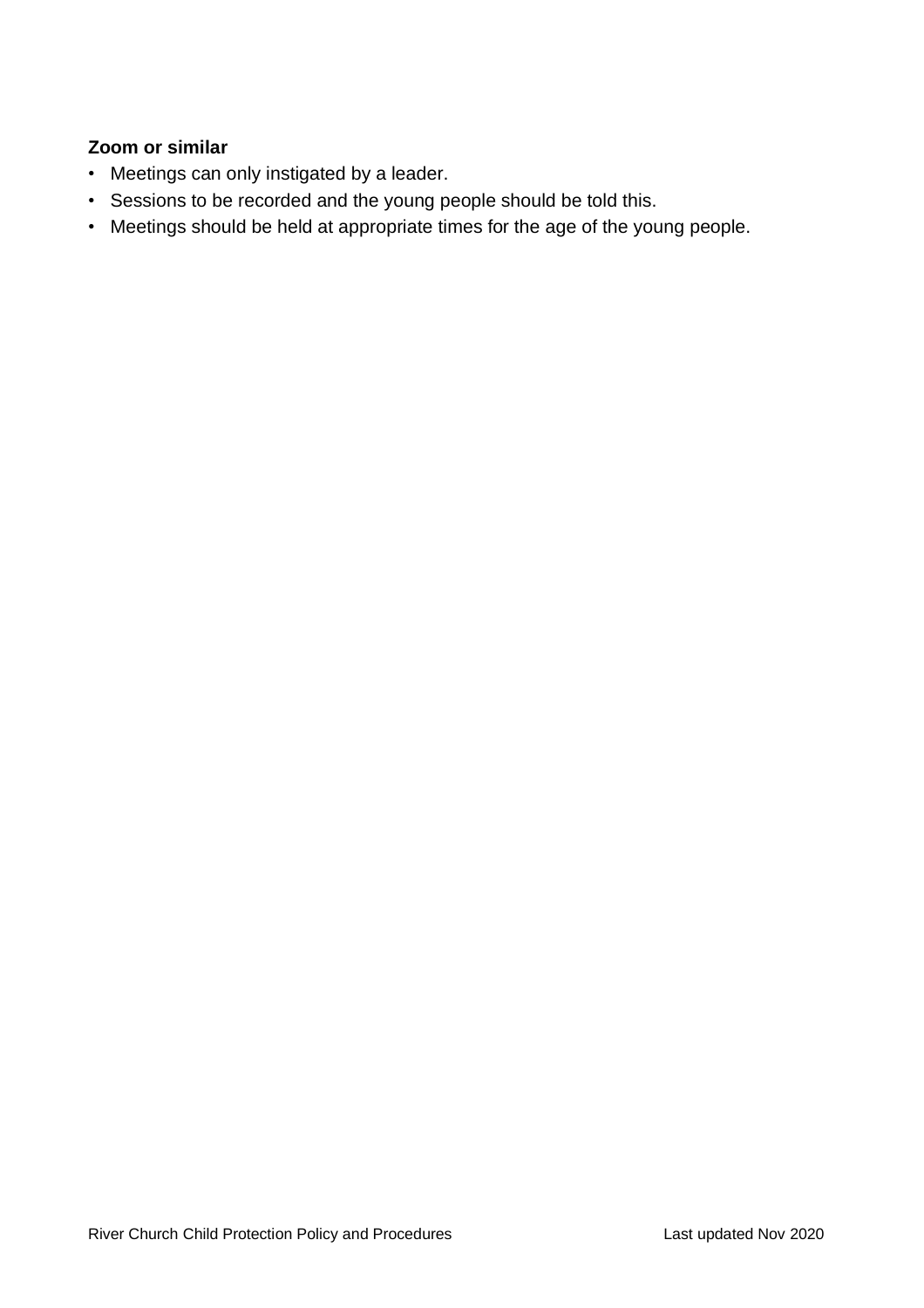**Zoom or similar**

- Meetings can only instigated by a leader.
- Sessions to be recorded and the young people should be told this.
- Meetings should be held at appropriate times for the age of the young people.